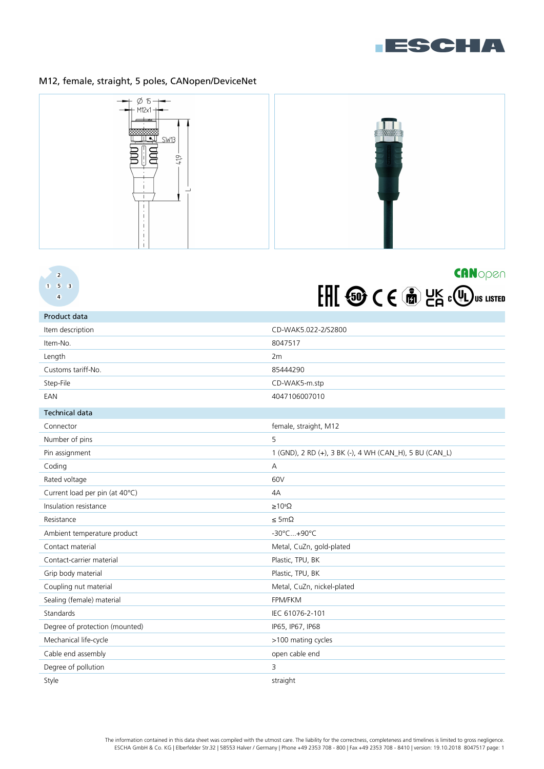## M12, female, straight, 5 poles, CANopen/DeviceNet

| Product data | |
|---|---|
| Item description | CD-WAK5.022-2/S2800 |
| Item-No. | 8047517 |
| Length | 2m |
| Customs tariff-No. | 85444290 |
| Step-File | CD-WAK5-m.stp |
| EAN | 4047106007010 |

| Technical data | |
|---|---|
| Connector | female, straight, M12 |
| Number of pins | 5 |
| Pin assignment | 1 (GND), 2 RD (+), 3 BK (-), 4 WH (CAN_H), 5 BU (CAN_L) |
| Coding | A |
| Rated voltage | 60V |
| Current load per pin (at 40°C) | 4A |
| Insulation resistance | ≥$10^8$Ω |
| Resistance | ≤ 5mΩ |
| Ambient temperature product | -30°C...+90°C |
| Contact material | Metal, CuZn, gold-plated |
| Contact-carrier material | Plastic, TPU, BK |
| Grip body material | Plastic, TPU, BK |
| Coupling nut material | Metal, CuZn, nickel-plated |
| Sealing (female) material | FPM/FKM |
| Standards | IEC 61076-2-101 |
| Degree of protection (mounted) | IP65, IP67, IP68 |
| Mechanical life-cycle | >100 mating cycles |
| Cable end assembly | open cable end |
| Degree of pollution | 3 |
| Style | straight |

The information contained in this data sheet was compiled with the utmost care. The liability for the correctness, completeness and timelines is limited to gross negligence.
ESCHA GmbH & Co. KG | Elberfelder Str.32 | 58553 Halver / Germany | Phone +49 2353 708 - 800 | Fax +49 2353 708 - 8410 | version: 19.10.2018 8047517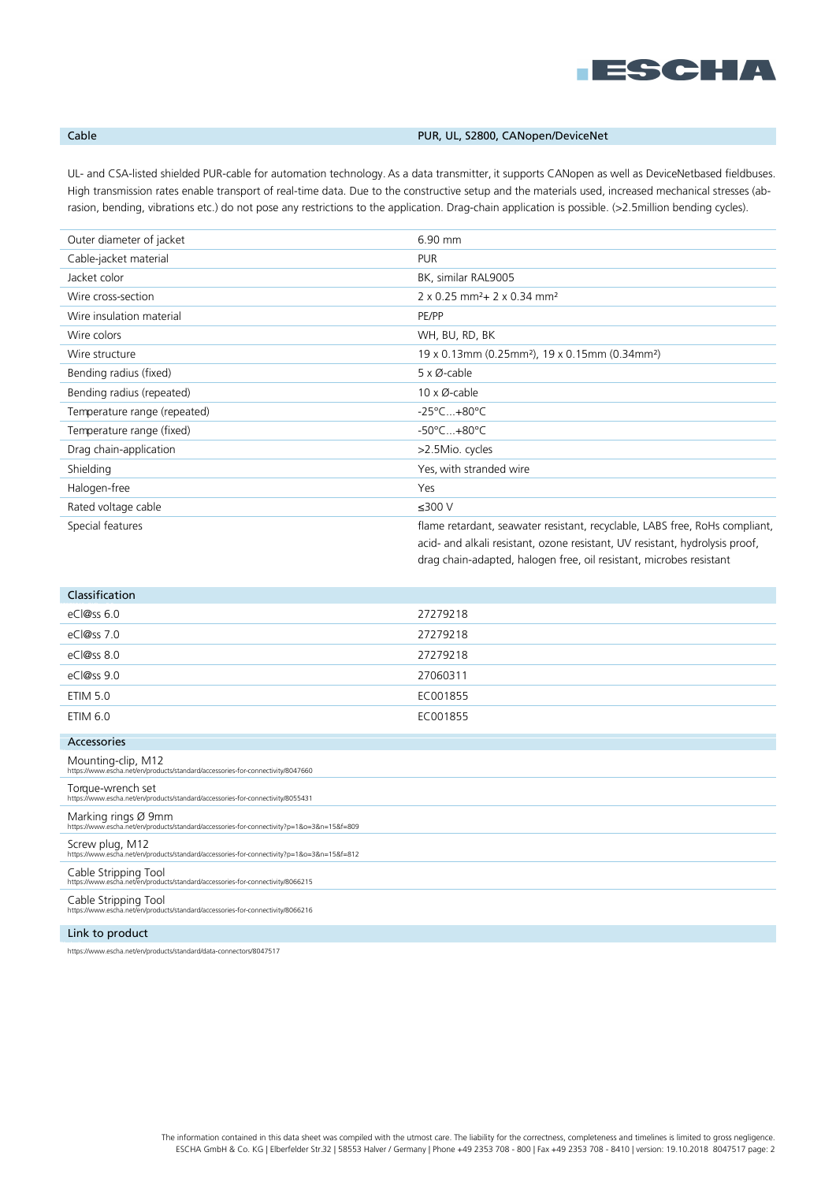| Cable | PUR, UL, S2800, CANopen/DeviceNet |
|---|---|

UL- and CSA-listed shielded PUR-cable for automation technology. As a data transmitter, it supports CANopen as well as DeviceNetbased fieldbuses. High transmission rates enable transport of real-time data. Due to the constructive setup and the materials used, increased mechanical stresses (abrasion, bending, vibrations etc.) do not pose any restrictions to the application. Drag-chain application is possible. (>2.5million bending cycles).

| | |
|---|---|
| Outer diameter of jacket | 6.90 mm |
| Cable-jacket material | PUR |
| Jacket color | BK, similar RAL9005 |
| Wire cross-section | 2 x 0.25 mm²+ 2 x 0.34 mm² |
| Wire insulation material | PE/PP |
| Wire colors | WH, BU, RD, BK |
| Wire structure | 19 x 0.13mm (0.25mm²), 19 x 0.15mm (0.34mm²) |
| Bending radius (fixed) | 5 x Ø-cable |
| Bending radius (repeated) | 10 x Ø-cable |
| Temperature range (repeated) | -25°C…+80°C |
| Temperature range (fixed) | -50°C…+80°C |
| Drag chain-application | >2.5Mio. cycles |
| Shielding | Yes, with stranded wire |
| Halogen-free | Yes |
| Rated voltage cable | ≤300 V |
| Special features | flame retardant, seawater resistant, recyclable, LABS free, RoHs compliant, acid- and alkali resistant, ozone resistant, UV resistant, hydrolysis proof, drag chain-adapted, halogen free, oil resistant, microbes resistant |

## Classification

| | |
|---|---|
| eCl@ss 6.0 | 27279218 |
| eCl@ss 7.0 | 27279218 |
| eCl@ss 8.0 | 27279218 |
| eCl@ss 9.0 | 27060311 |
| ETIM 5.0 | EC001855 |
| ETIM 6.0 | EC001855 |

## Accessories

Mounting-clip, M12
https://www.escha.net/en/products/standard/accessories-for-connectivity/8047660

Torque-wrench set
https://www.escha.net/en/products/standard/accessories-for-connectivity/8055431

Marking rings Ø 9mm
https://www.escha.net/en/products/standard/accessories-for-connectivity?p=1&o=3&n=15&f=809

Screw plug, M12
https://www.escha.net/en/products/standard/accessories-for-connectivity?p=1&o=3&n=15&f=812

Cable Stripping Tool
https://www.escha.net/en/products/standard/accessories-for-connectivity/8066215

Cable Stripping Tool
https://www.escha.net/en/products/standard/accessories-for-connectivity/8066216

## Link to product

https://www.escha.net/en/products/standard/data-connectors/8047517

The information contained in this data sheet was compiled with the utmost care. The liability for the correctness, completeness and timelines is limited to gross negligence.
ESCHA GmbH & Co. KG | Elberfelder Str.32 | 58553 Halver / Germany | Phone +49 2353 708 - 800 | Fax +49 2353 708 - 8410 | version: 19.10.2018 8047517